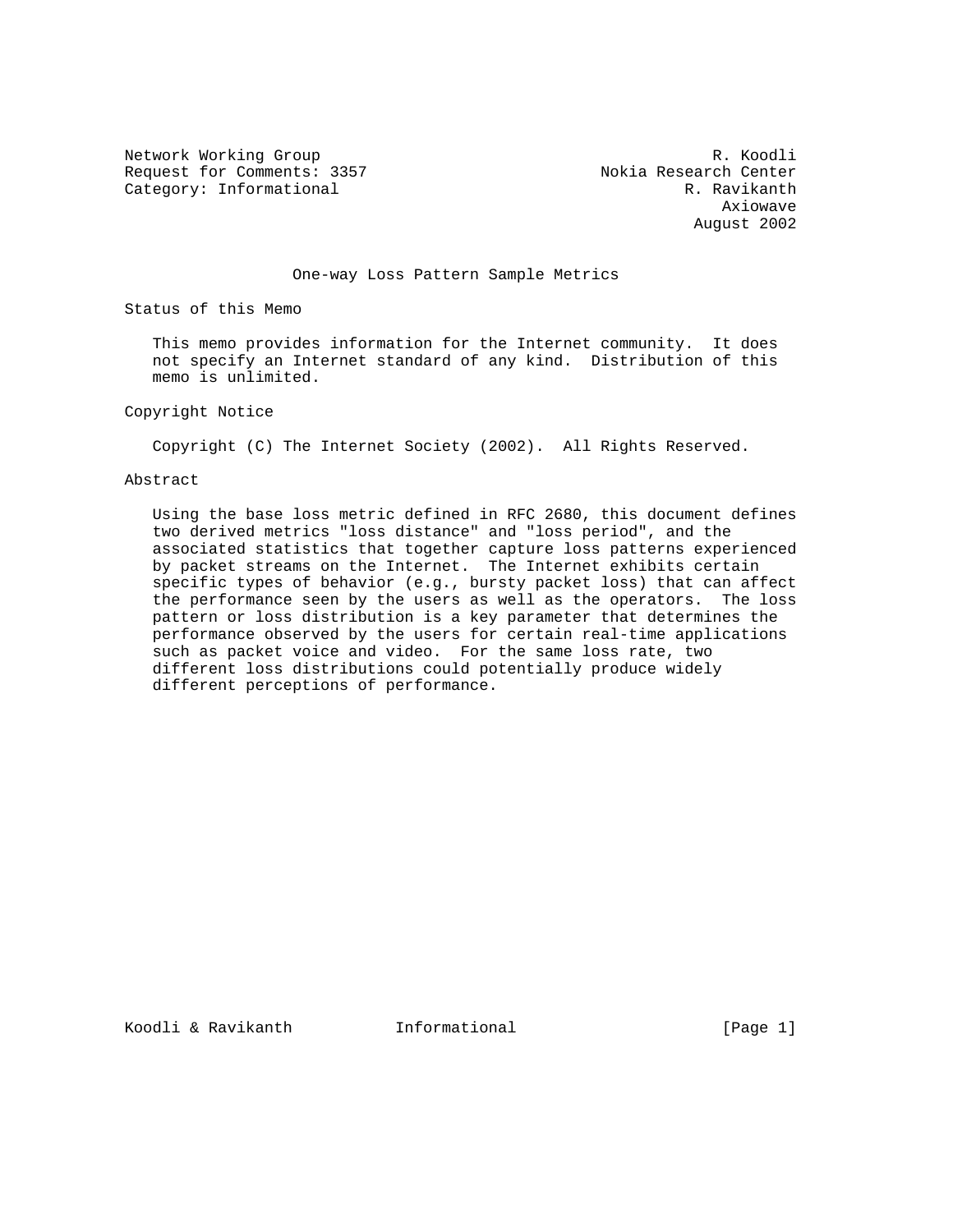Network Working Group R. Koodli
Request for Comments: 3357 Nokia Research Center
Category: Informational R. Ravikanth
Axiowave
August 2002

# One-way Loss Pattern Sample Metrics

## Status of this Memo

This memo provides information for the Internet community. It does not specify an Internet standard of any kind. Distribution of this memo is unlimited.

## Copyright Notice

Copyright (C) The Internet Society (2002). All Rights Reserved.

## Abstract

Using the base loss metric defined in RFC 2680, this document defines two derived metrics "loss distance" and "loss period", and the associated statistics that together capture loss patterns experienced by packet streams on the Internet. The Internet exhibits certain specific types of behavior (e.g., bursty packet loss) that can affect the performance seen by the users as well as the operators. The loss pattern or loss distribution is a key parameter that determines the performance observed by the users for certain real-time applications such as packet voice and video. For the same loss rate, two different loss distributions could potentially produce widely different perceptions of performance.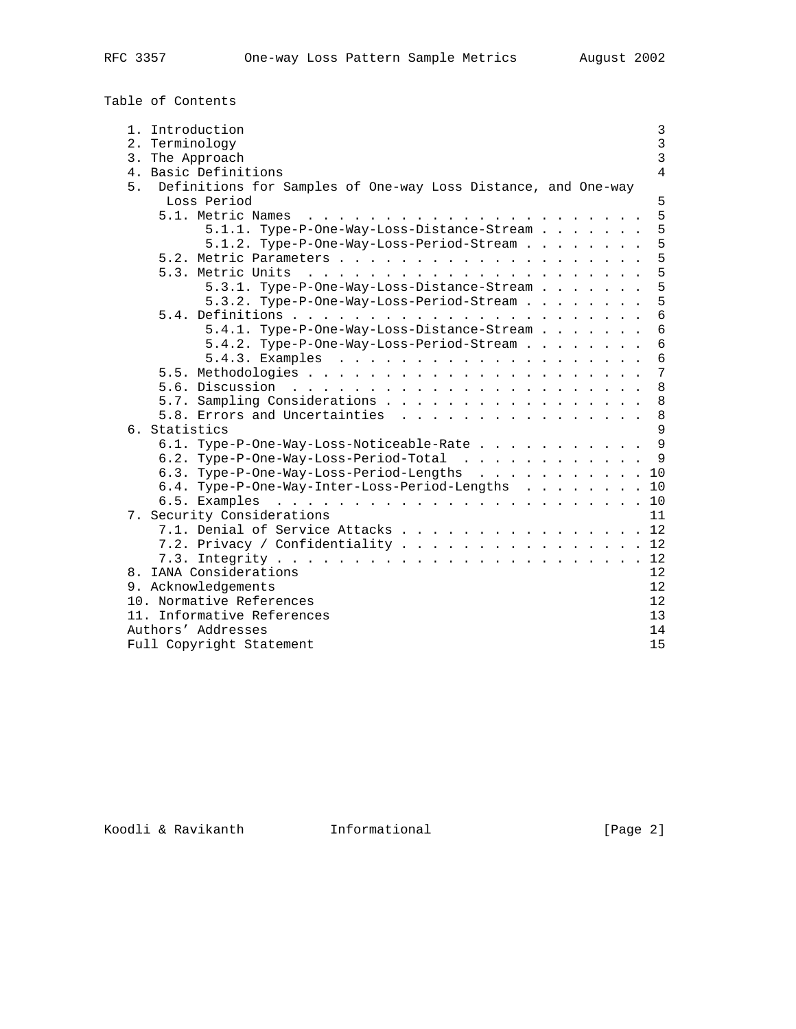# Table of Contents

```
   1. Introduction                                                    3
   2. Terminology                                                     3
   3. The Approach                                                    3
   4. Basic Definitions                                               4
   5.  Definitions for Samples of One-way Loss Distance, and One-way
       Loss Period                                                    5
      5.1. Metric Names . . . . . . . . . . . . . . . . . . . . . . . 5
            5.1.1. Type-P-One-Way-Loss-Distance-Stream . . . . . . . 5
            5.1.2. Type-P-One-Way-Loss-Period-Stream . . . . . . . . 5
      5.2. Metric Parameters . . . . . . . . . . . . . . . . . . . . 5
      5.3. Metric Units . . . . . . . . . . . . . . . . . . . . . . . 5
            5.3.1. Type-P-One-Way-Loss-Distance-Stream . . . . . . . 5
            5.3.2. Type-P-One-Way-Loss-Period-Stream . . . . . . . . 5
      5.4. Definitions . . . . . . . . . . . . . . . . . . . . . . . 6
            5.4.1. Type-P-One-Way-Loss-Distance-Stream . . . . . . . 6
            5.4.2. Type-P-One-Way-Loss-Period-Stream . . . . . . . . 6
            5.4.3. Examples . . . . . . . . . . . . . . . . . . . . . 6
      5.5. Methodologies . . . . . . . . . . . . . . . . . . . . . . 7
      5.6. Discussion . . . . . . . . . . . . . . . . . . . . . . . . 8
      5.7. Sampling Considerations . . . . . . . . . . . . . . . . . 8
      5.8. Errors and Uncertainties . . . . . . . . . . . . . . . . 8
   6. Statistics                                                      9
      6.1. Type-P-One-Way-Loss-Noticeable-Rate . . . . . . . . . . . 9
      6.2. Type-P-One-Way-Loss-Period-Total . . . . . . . . . . . . 9
      6.3. Type-P-One-Way-Loss-Period-Lengths . . . . . . . . . . . 10
      6.4. Type-P-One-Way-Inter-Loss-Period-Lengths . . . . . . . . 10
      6.5. Examples . . . . . . . . . . . . . . . . . . . . . . . . . 10
   7. Security Considerations                                        11
      7.1. Denial of Service Attacks . . . . . . . . . . . . . . . . 12
      7.2. Privacy / Confidentiality . . . . . . . . . . . . . . . . 12
      7.3. Integrity . . . . . . . . . . . . . . . . . . . . . . . . 12
   8. IANA Considerations                                            12
   9. Acknowledgements                                               12
   10. Normative References                                          12
   11. Informative References                                        13
   Authors' Addresses                                                14
   Full Copyright Statement                                          15
```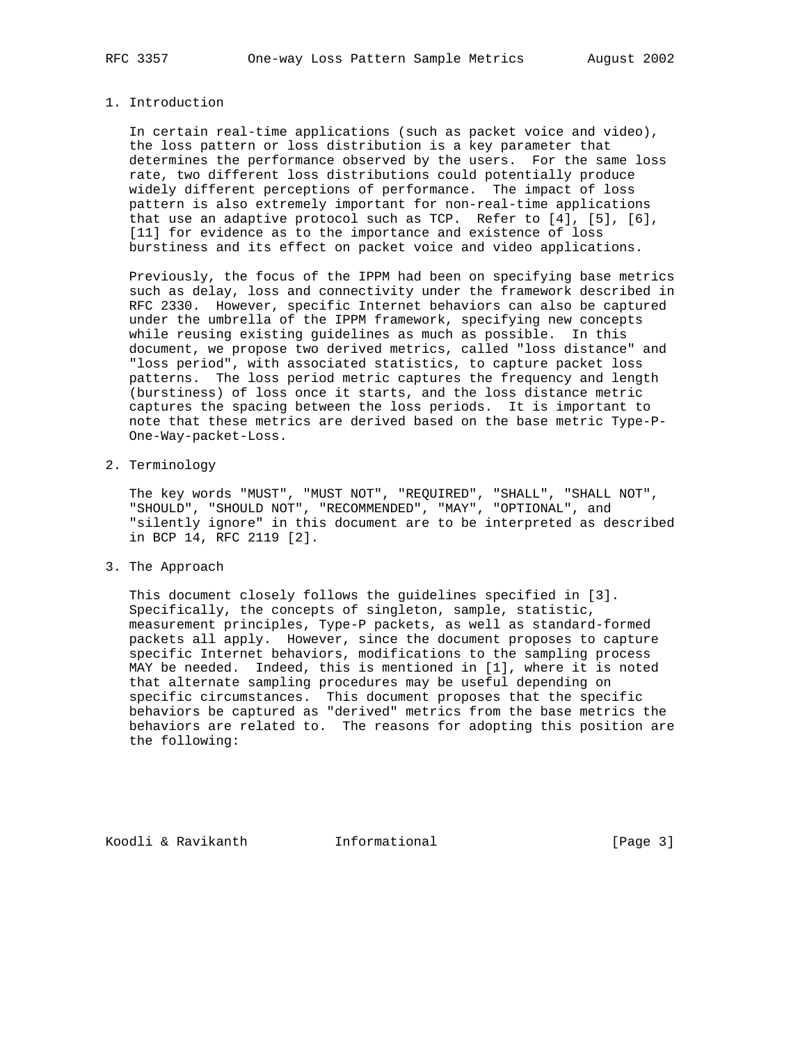## 1. Introduction

In certain real-time applications (such as packet voice and video), the loss pattern or loss distribution is a key parameter that determines the performance observed by the users. For the same loss rate, two different loss distributions could potentially produce widely different perceptions of performance. The impact of loss pattern is also extremely important for non-real-time applications that use an adaptive protocol such as TCP. Refer to [4], [5], [6], [11] for evidence as to the importance and existence of loss burstiness and its effect on packet voice and video applications.

Previously, the focus of the IPPM had been on specifying base metrics such as delay, loss and connectivity under the framework described in RFC 2330. However, specific Internet behaviors can also be captured under the umbrella of the IPPM framework, specifying new concepts while reusing existing guidelines as much as possible. In this document, we propose two derived metrics, called "loss distance" and "loss period", with associated statistics, to capture packet loss patterns. The loss period metric captures the frequency and length (burstiness) of loss once it starts, and the loss distance metric captures the spacing between the loss periods. It is important to note that these metrics are derived based on the base metric Type-P-One-Way-packet-Loss.

## 2. Terminology

The key words "MUST", "MUST NOT", "REQUIRED", "SHALL", "SHALL NOT", "SHOULD", "SHOULD NOT", "RECOMMENDED", "MAY", "OPTIONAL", and "silently ignore" in this document are to be interpreted as described in BCP 14, RFC 2119 [2].

## 3. The Approach

This document closely follows the guidelines specified in [3]. Specifically, the concepts of singleton, sample, statistic, measurement principles, Type-P packets, as well as standard-formed packets all apply. However, since the document proposes to capture specific Internet behaviors, modifications to the sampling process MAY be needed. Indeed, this is mentioned in [1], where it is noted that alternate sampling procedures may be useful depending on specific circumstances. This document proposes that the specific behaviors be captured as "derived" metrics from the base metrics the behaviors are related to. The reasons for adopting this position are the following: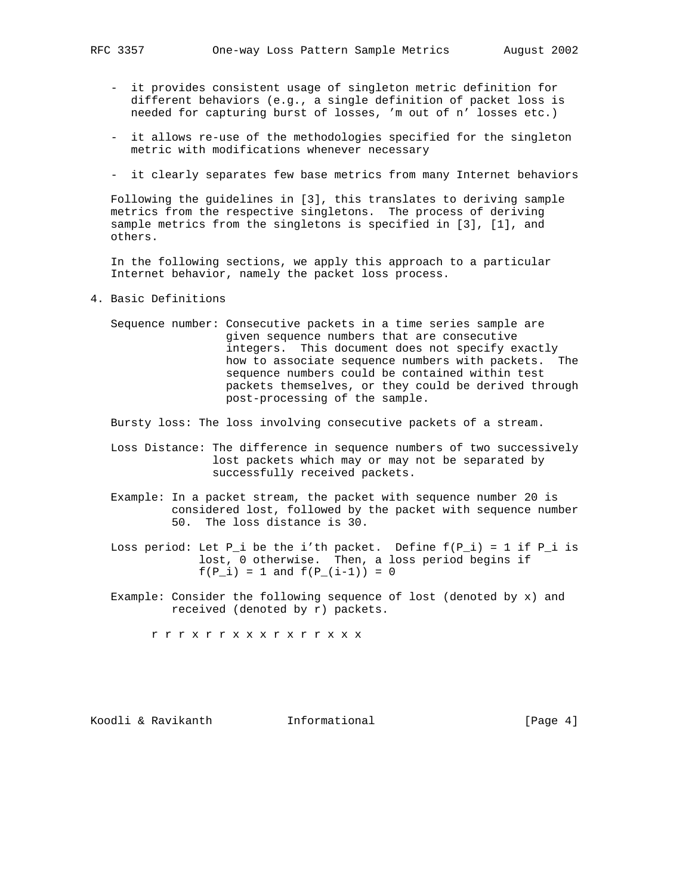- it provides consistent usage of singleton metric definition for different behaviors (e.g., a single definition of packet loss is needed for capturing burst of losses, 'm out of n' losses etc.)

- it allows re-use of the methodologies specified for the singleton metric with modifications whenever necessary

- it clearly separates few base metrics from many Internet behaviors

Following the guidelines in [3], this translates to deriving sample metrics from the respective singletons. The process of deriving sample metrics from the singletons is specified in [3], [1], and others.

In the following sections, we apply this approach to a particular Internet behavior, namely the packet loss process.

## 4. Basic Definitions

Sequence number: Consecutive packets in a time series sample are given sequence numbers that are consecutive integers. This document does not specify exactly how to associate sequence numbers with packets. The sequence numbers could be contained within test packets themselves, or they could be derived through post-processing of the sample.

Bursty loss: The loss involving consecutive packets of a stream.

Loss Distance: The difference in sequence numbers of two successively lost packets which may or may not be separated by successfully received packets.

Example: In a packet stream, the packet with sequence number 20 is considered lost, followed by the packet with sequence number 50. The loss distance is 30.

Loss period: Let $P_i$ be the i'th packet. Define $f(P_i) = 1$ if $P_i$ is lost, 0 otherwise. Then, a loss period begins if $f(P_i) = 1$ and $f(P_{(i-1)}) = 0$

Example: Consider the following sequence of lost (denoted by x) and received (denoted by r) packets.

```
r r r x r r x x x r x r r x x x
```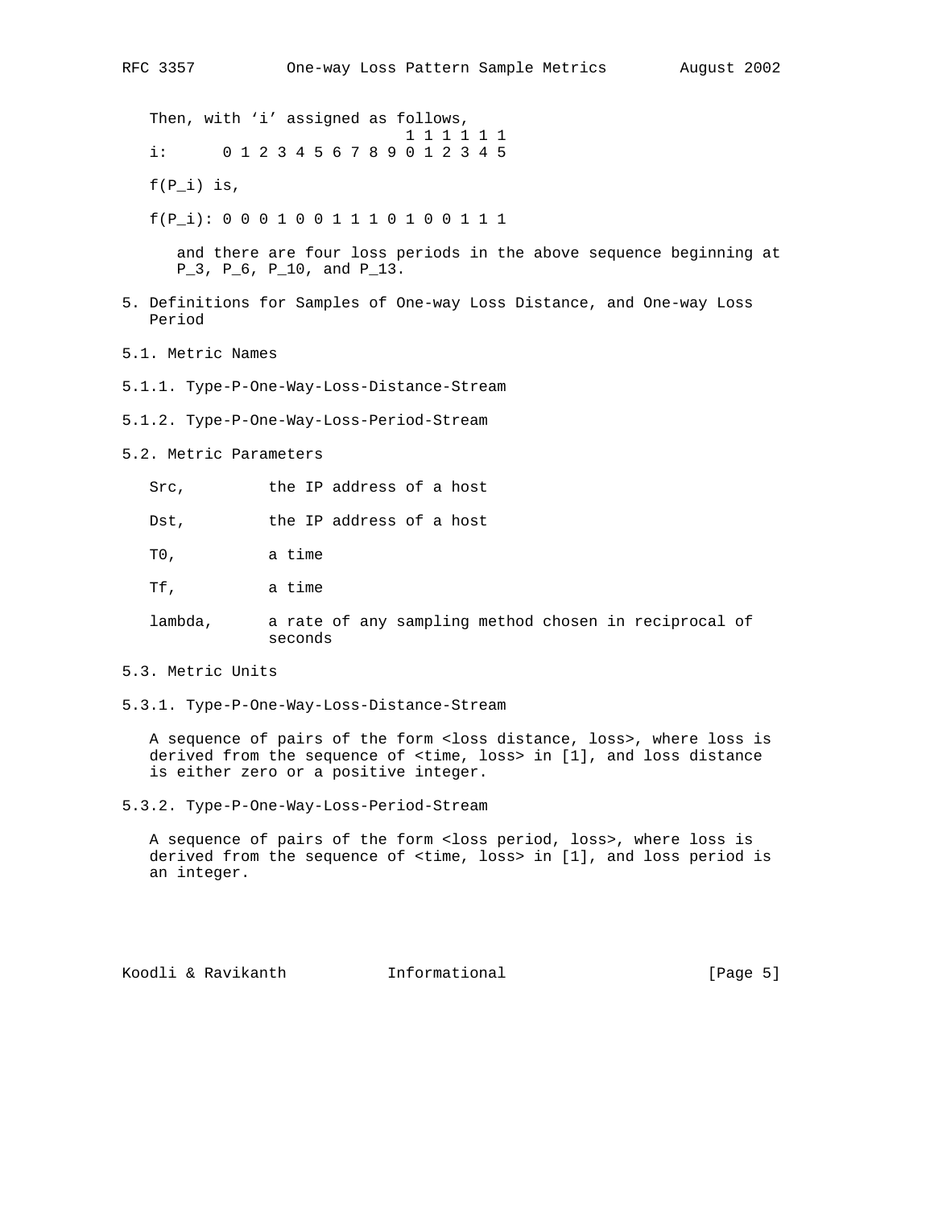Then, with 'i' assigned as follows,

```
                             1 1 1 1 1 1
i:      0 1 2 3 4 5 6 7 8 9 0 1 2 3 4 5
```

f(P_i) is,

```
f(P_i): 0 0 0 1 0 0 1 1 1 0 1 0 0 1 1 1
```

and there are four loss periods in the above sequence beginning at P_3, P_6, P_10, and P_13.

## 5. Definitions for Samples of One-way Loss Distance, and One-way Loss Period

### 5.1. Metric Names

#### 5.1.1. Type-P-One-Way-Loss-Distance-Stream

#### 5.1.2. Type-P-One-Way-Loss-Period-Stream

### 5.2. Metric Parameters

- Src, the IP address of a host
- Dst, the IP address of a host
- T0, a time
- Tf, a time
- lambda, a rate of any sampling method chosen in reciprocal of seconds

### 5.3. Metric Units

#### 5.3.1. Type-P-One-Way-Loss-Distance-Stream

A sequence of pairs of the form <loss distance, loss>, where loss is derived from the sequence of <time, loss> in [1], and loss distance is either zero or a positive integer.

#### 5.3.2. Type-P-One-Way-Loss-Period-Stream

A sequence of pairs of the form <loss period, loss>, where loss is derived from the sequence of <time, loss> in [1], and loss period is an integer.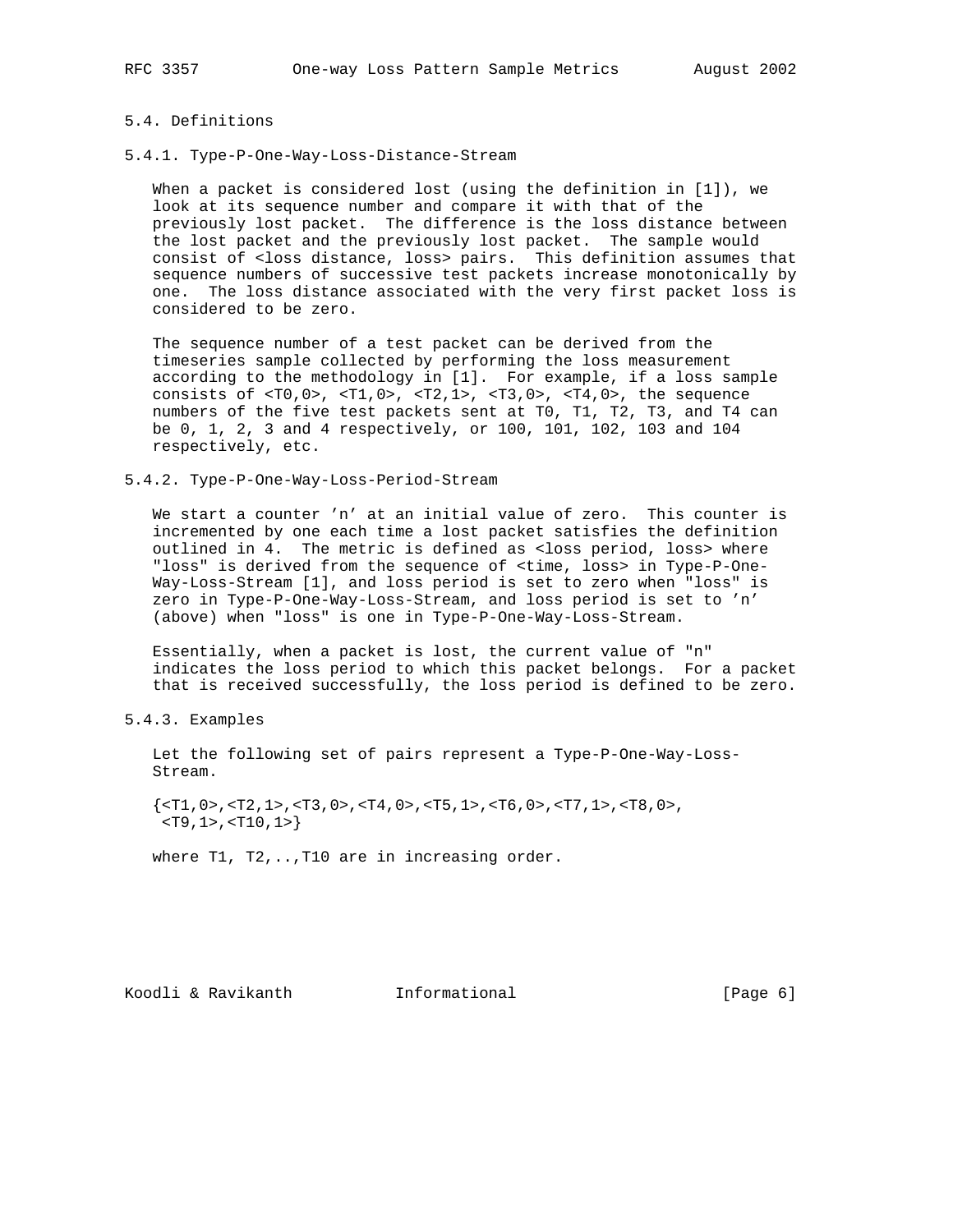## 5.4. Definitions

### 5.4.1. Type-P-One-Way-Loss-Distance-Stream

When a packet is considered lost (using the definition in [1]), we look at its sequence number and compare it with that of the previously lost packet. The difference is the loss distance between the lost packet and the previously lost packet. The sample would consist of <loss distance, loss> pairs. This definition assumes that sequence numbers of successive test packets increase monotonically by one. The loss distance associated with the very first packet loss is considered to be zero.

The sequence number of a test packet can be derived from the timeseries sample collected by performing the loss measurement according to the methodology in [1]. For example, if a loss sample consists of <T0,0>, <T1,0>, <T2,1>, <T3,0>, <T4,0>, the sequence numbers of the five test packets sent at T0, T1, T2, T3, and T4 can be 0, 1, 2, 3 and 4 respectively, or 100, 101, 102, 103 and 104 respectively, etc.

### 5.4.2. Type-P-One-Way-Loss-Period-Stream

We start a counter 'n' at an initial value of zero. This counter is incremented by one each time a lost packet satisfies the definition outlined in 4. The metric is defined as <loss period, loss> where "loss" is derived from the sequence of <time, loss> in Type-P-One-Way-Loss-Stream [1], and loss period is set to zero when "loss" is zero in Type-P-One-Way-Loss-Stream, and loss period is set to 'n' (above) when "loss" is one in Type-P-One-Way-Loss-Stream.

Essentially, when a packet is lost, the current value of "n" indicates the loss period to which this packet belongs. For a packet that is received successfully, the loss period is defined to be zero.

### 5.4.3. Examples

Let the following set of pairs represent a Type-P-One-Way-Loss-Stream.

```
{<T1,0>,<T2,1>,<T3,0>,<T4,0>,<T5,1>,<T6,0>,<T7,1>,<T8,0>,
 <T9,1>,<T10,1>}
```

where T1, T2,..,T10 are in increasing order.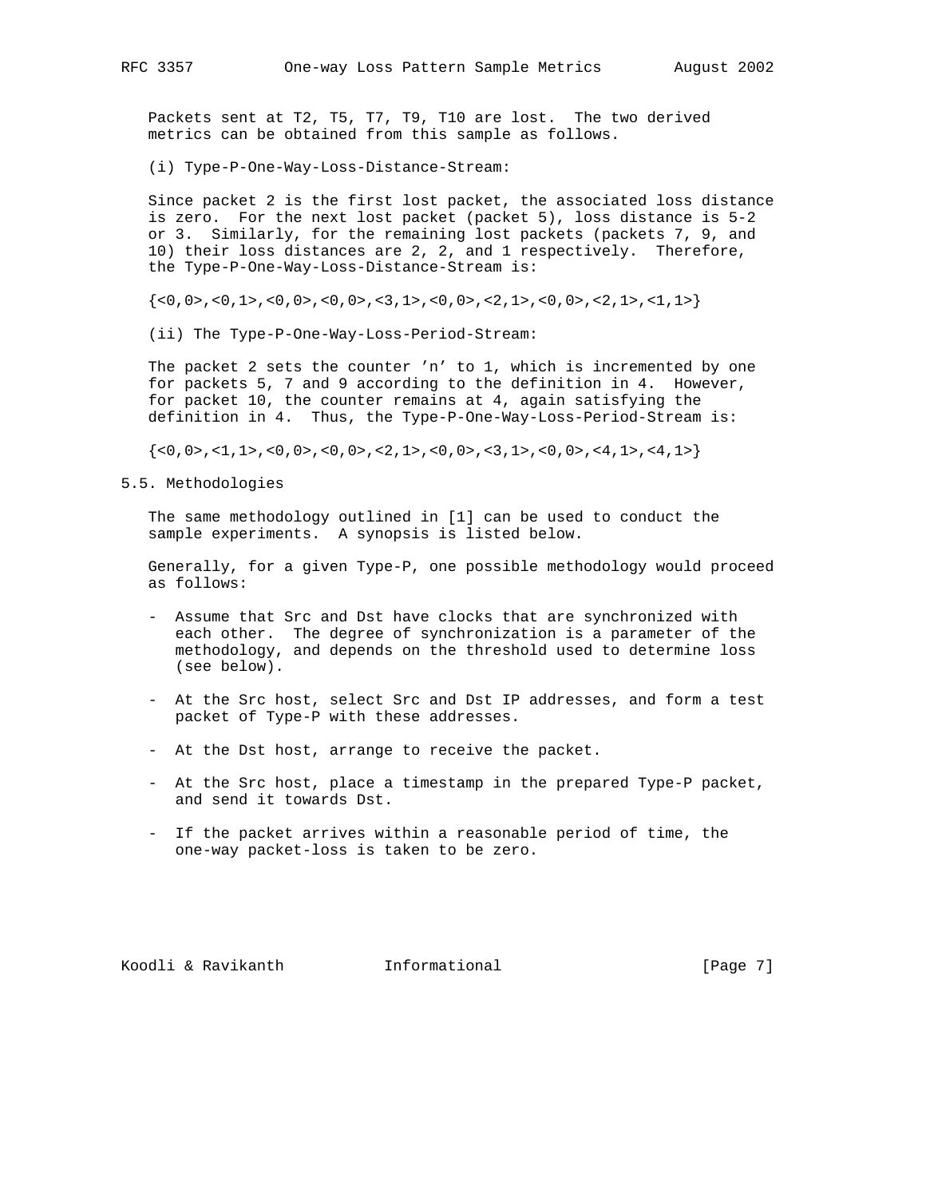Packets sent at T2, T5, T7, T9, T10 are lost. The two derived metrics can be obtained from this sample as follows.

(i) Type-P-One-Way-Loss-Distance-Stream:

Since packet 2 is the first lost packet, the associated loss distance is zero. For the next lost packet (packet 5), loss distance is 5-2 or 3. Similarly, for the remaining lost packets (packets 7, 9, and 10) their loss distances are 2, 2, and 1 respectively. Therefore, the Type-P-One-Way-Loss-Distance-Stream is:

```
{<0,0>,<0,1>,<0,0>,<0,0>,<3,1>,<0,0>,<2,1>,<0,0>,<2,1>,<1,1>}
```

(ii) The Type-P-One-Way-Loss-Period-Stream:

The packet 2 sets the counter 'n' to 1, which is incremented by one for packets 5, 7 and 9 according to the definition in 4. However, for packet 10, the counter remains at 4, again satisfying the definition in 4. Thus, the Type-P-One-Way-Loss-Period-Stream is:

```
{<0,0>,<1,1>,<0,0>,<0,0>,<2,1>,<0,0>,<3,1>,<0,0>,<4,1>,<4,1>}
```

## 5.5. Methodologies

The same methodology outlined in [1] can be used to conduct the sample experiments. A synopsis is listed below.

Generally, for a given Type-P, one possible methodology would proceed as follows:

- Assume that Src and Dst have clocks that are synchronized with each other. The degree of synchronization is a parameter of the methodology, and depends on the threshold used to determine loss (see below).

- At the Src host, select Src and Dst IP addresses, and form a test packet of Type-P with these addresses.

- At the Dst host, arrange to receive the packet.

- At the Src host, place a timestamp in the prepared Type-P packet, and send it towards Dst.

- If the packet arrives within a reasonable period of time, the one-way packet-loss is taken to be zero.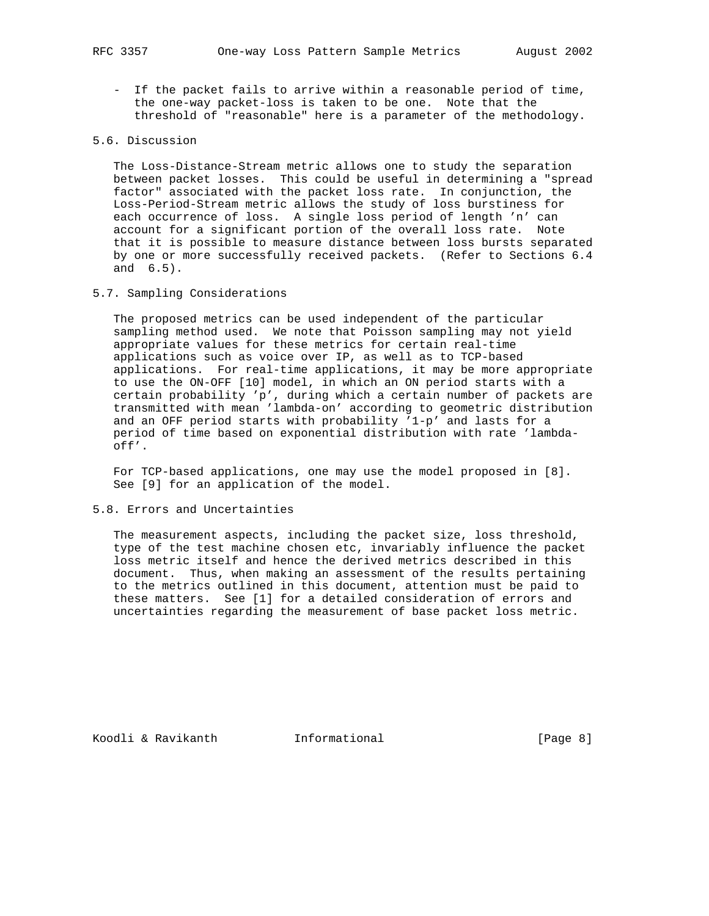- If the packet fails to arrive within a reasonable period of time, the one-way packet-loss is taken to be one. Note that the threshold of "reasonable" here is a parameter of the methodology.

### 5.6. Discussion

The Loss-Distance-Stream metric allows one to study the separation between packet losses. This could be useful in determining a "spread factor" associated with the packet loss rate. In conjunction, the Loss-Period-Stream metric allows the study of loss burstiness for each occurrence of loss. A single loss period of length 'n' can account for a significant portion of the overall loss rate. Note that it is possible to measure distance between loss bursts separated by one or more successfully received packets. (Refer to Sections 6.4 and 6.5).

### 5.7. Sampling Considerations

The proposed metrics can be used independent of the particular sampling method used. We note that Poisson sampling may not yield appropriate values for these metrics for certain real-time applications such as voice over IP, as well as to TCP-based applications. For real-time applications, it may be more appropriate to use the ON-OFF [10] model, in which an ON period starts with a certain probability 'p', during which a certain number of packets are transmitted with mean 'lambda-on' according to geometric distribution and an OFF period starts with probability '1-p' and lasts for a period of time based on exponential distribution with rate 'lambda-off'.

For TCP-based applications, one may use the model proposed in [8]. See [9] for an application of the model.

### 5.8. Errors and Uncertainties

The measurement aspects, including the packet size, loss threshold, type of the test machine chosen etc, invariably influence the packet loss metric itself and hence the derived metrics described in this document. Thus, when making an assessment of the results pertaining to the metrics outlined in this document, attention must be paid to these matters. See [1] for a detailed consideration of errors and uncertainties regarding the measurement of base packet loss metric.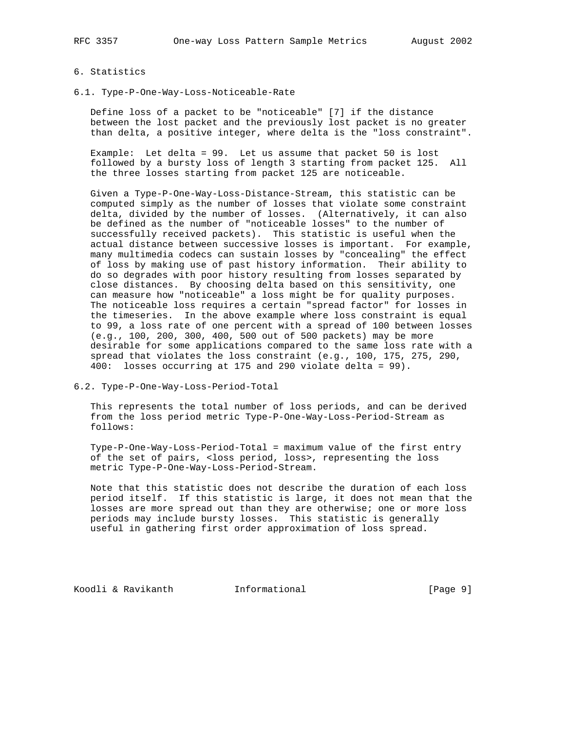## 6. Statistics

### 6.1. Type-P-One-Way-Loss-Noticeable-Rate

Define loss of a packet to be "noticeable" [7] if the distance between the lost packet and the previously lost packet is no greater than delta, a positive integer, where delta is the "loss constraint".

Example: Let delta = 99. Let us assume that packet 50 is lost followed by a bursty loss of length 3 starting from packet 125. All the three losses starting from packet 125 are noticeable.

Given a Type-P-One-Way-Loss-Distance-Stream, this statistic can be computed simply as the number of losses that violate some constraint delta, divided by the number of losses. (Alternatively, it can also be defined as the number of "noticeable losses" to the number of successfully received packets). This statistic is useful when the actual distance between successive losses is important. For example, many multimedia codecs can sustain losses by "concealing" the effect of loss by making use of past history information. Their ability to do so degrades with poor history resulting from losses separated by close distances. By choosing delta based on this sensitivity, one can measure how "noticeable" a loss might be for quality purposes. The noticeable loss requires a certain "spread factor" for losses in the timeseries. In the above example where loss constraint is equal to 99, a loss rate of one percent with a spread of 100 between losses (e.g., 100, 200, 300, 400, 500 out of 500 packets) may be more desirable for some applications compared to the same loss rate with a spread that violates the loss constraint (e.g., 100, 175, 275, 290, 400: losses occurring at 175 and 290 violate delta = 99).

### 6.2. Type-P-One-Way-Loss-Period-Total

This represents the total number of loss periods, and can be derived from the loss period metric Type-P-One-Way-Loss-Period-Stream as follows:

Type-P-One-Way-Loss-Period-Total = maximum value of the first entry of the set of pairs, <loss period, loss>, representing the loss metric Type-P-One-Way-Loss-Period-Stream.

Note that this statistic does not describe the duration of each loss period itself. If this statistic is large, it does not mean that the losses are more spread out than they are otherwise; one or more loss periods may include bursty losses. This statistic is generally useful in gathering first order approximation of loss spread.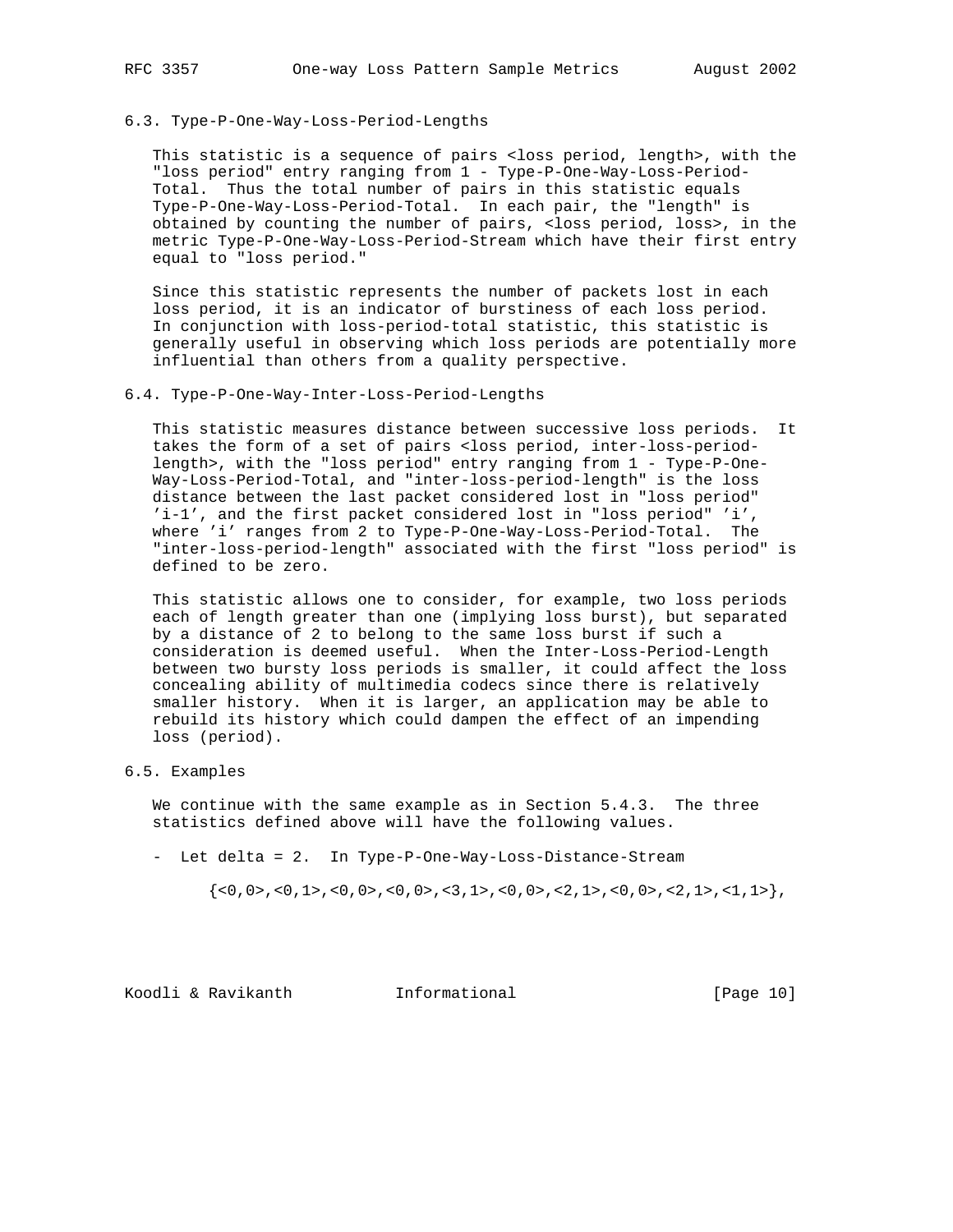### 6.3. Type-P-One-Way-Loss-Period-Lengths

This statistic is a sequence of pairs <loss period, length>, with the "loss period" entry ranging from 1 - Type-P-One-Way-Loss-Period-Total. Thus the total number of pairs in this statistic equals Type-P-One-Way-Loss-Period-Total. In each pair, the "length" is obtained by counting the number of pairs, <loss period, loss>, in the metric Type-P-One-Way-Loss-Period-Stream which have their first entry equal to "loss period."

Since this statistic represents the number of packets lost in each loss period, it is an indicator of burstiness of each loss period. In conjunction with loss-period-total statistic, this statistic is generally useful in observing which loss periods are potentially more influential than others from a quality perspective.

### 6.4. Type-P-One-Way-Inter-Loss-Period-Lengths

This statistic measures distance between successive loss periods. It takes the form of a set of pairs <loss period, inter-loss-period-length>, with the "loss period" entry ranging from 1 - Type-P-One-Way-Loss-Period-Total, and "inter-loss-period-length" is the loss distance between the last packet considered lost in "loss period" 'i-1', and the first packet considered lost in "loss period" 'i', where 'i' ranges from 2 to Type-P-One-Way-Loss-Period-Total. The "inter-loss-period-length" associated with the first "loss period" is defined to be zero.

This statistic allows one to consider, for example, two loss periods each of length greater than one (implying loss burst), but separated by a distance of 2 to belong to the same loss burst if such a consideration is deemed useful. When the Inter-Loss-Period-Length between two bursty loss periods is smaller, it could affect the loss concealing ability of multimedia codecs since there is relatively smaller history. When it is larger, an application may be able to rebuild its history which could dampen the effect of an impending loss (period).

### 6.5. Examples

We continue with the same example as in Section 5.4.3. The three statistics defined above will have the following values.

- Let delta = 2. In Type-P-One-Way-Loss-Distance-Stream

```
{<0,0>,<0,1>,<0,0>,<0,0>,<3,1>,<0,0>,<2,1>,<0,0>,<2,1>,<1,1>},
```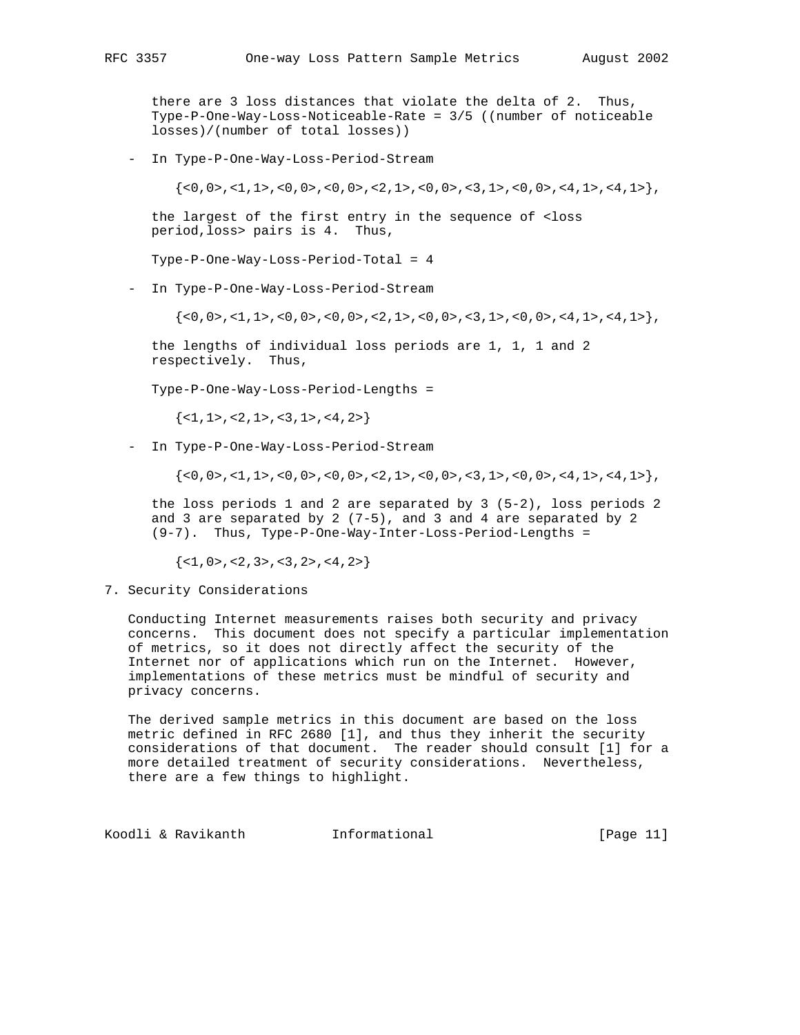there are 3 loss distances that violate the delta of 2. Thus, Type-P-One-Way-Loss-Noticeable-Rate = 3/5 ((number of noticeable losses)/(number of total losses))

- In Type-P-One-Way-Loss-Period-Stream

  {<0,0>,<1,1>,<0,0>,<0,0>,<2,1>,<0,0>,<3,1>,<0,0>,<4,1>,<4,1>},

  the largest of the first entry in the sequence of <loss period,loss> pairs is 4. Thus,

  Type-P-One-Way-Loss-Period-Total = 4

- In Type-P-One-Way-Loss-Period-Stream

  {<0,0>,<1,1>,<0,0>,<0,0>,<2,1>,<0,0>,<3,1>,<0,0>,<4,1>,<4,1>},

  the lengths of individual loss periods are 1, 1, 1 and 2 respectively. Thus,

  Type-P-One-Way-Loss-Period-Lengths =

  {<1,1>,<2,1>,<3,1>,<4,2>}

- In Type-P-One-Way-Loss-Period-Stream

  {<0,0>,<1,1>,<0,0>,<0,0>,<2,1>,<0,0>,<3,1>,<0,0>,<4,1>,<4,1>},

  the loss periods 1 and 2 are separated by 3 (5-2), loss periods 2 and 3 are separated by 2 (7-5), and 3 and 4 are separated by 2 (9-7). Thus, Type-P-One-Way-Inter-Loss-Period-Lengths =

  {<1,0>,<2,3>,<3,2>,<4,2>}

## 7. Security Considerations

Conducting Internet measurements raises both security and privacy concerns. This document does not specify a particular implementation of metrics, so it does not directly affect the security of the Internet nor of applications which run on the Internet. However, implementations of these metrics must be mindful of security and privacy concerns.

The derived sample metrics in this document are based on the loss metric defined in RFC 2680 [1], and thus they inherit the security considerations of that document. The reader should consult [1] for a more detailed treatment of security considerations. Nevertheless, there are a few things to highlight.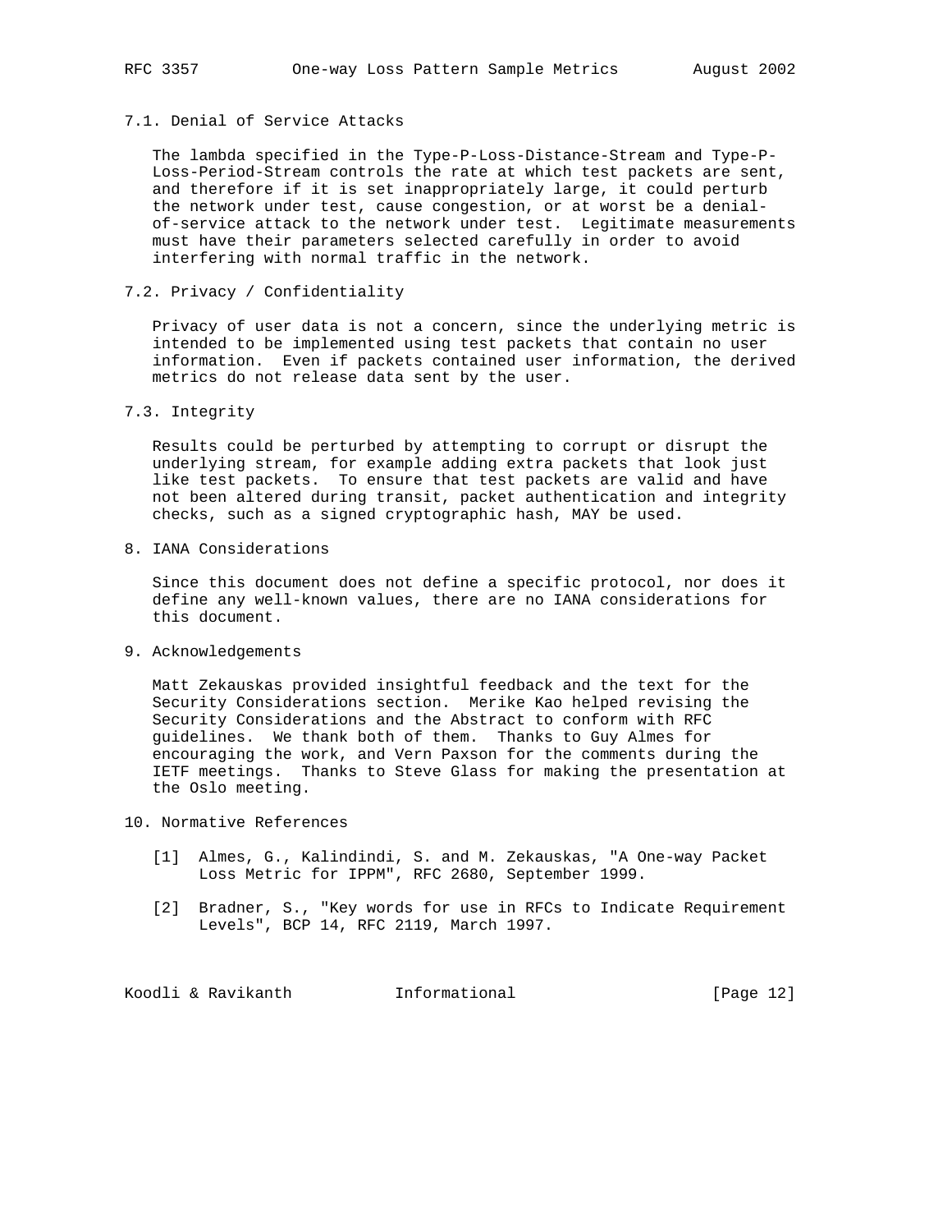### 7.1. Denial of Service Attacks

The lambda specified in the Type-P-Loss-Distance-Stream and Type-P-Loss-Period-Stream controls the rate at which test packets are sent, and therefore if it is set inappropriately large, it could perturb the network under test, cause congestion, or at worst be a denial-of-service attack to the network under test. Legitimate measurements must have their parameters selected carefully in order to avoid interfering with normal traffic in the network.

### 7.2. Privacy / Confidentiality

Privacy of user data is not a concern, since the underlying metric is intended to be implemented using test packets that contain no user information. Even if packets contained user information, the derived metrics do not release data sent by the user.

### 7.3. Integrity

Results could be perturbed by attempting to corrupt or disrupt the underlying stream, for example adding extra packets that look just like test packets. To ensure that test packets are valid and have not been altered during transit, packet authentication and integrity checks, such as a signed cryptographic hash, MAY be used.

## 8. IANA Considerations

Since this document does not define a specific protocol, nor does it define any well-known values, there are no IANA considerations for this document.

## 9. Acknowledgements

Matt Zekauskas provided insightful feedback and the text for the Security Considerations section. Merike Kao helped revising the Security Considerations and the Abstract to conform with RFC guidelines. We thank both of them. Thanks to Guy Almes for encouraging the work, and Vern Paxson for the comments during the IETF meetings. Thanks to Steve Glass for making the presentation at the Oslo meeting.

## 10. Normative References

[1] Almes, G., Kalindindi, S. and M. Zekauskas, "A One-way Packet Loss Metric for IPPM", RFC 2680, September 1999.

[2] Bradner, S., "Key words for use in RFCs to Indicate Requirement Levels", BCP 14, RFC 2119, March 1997.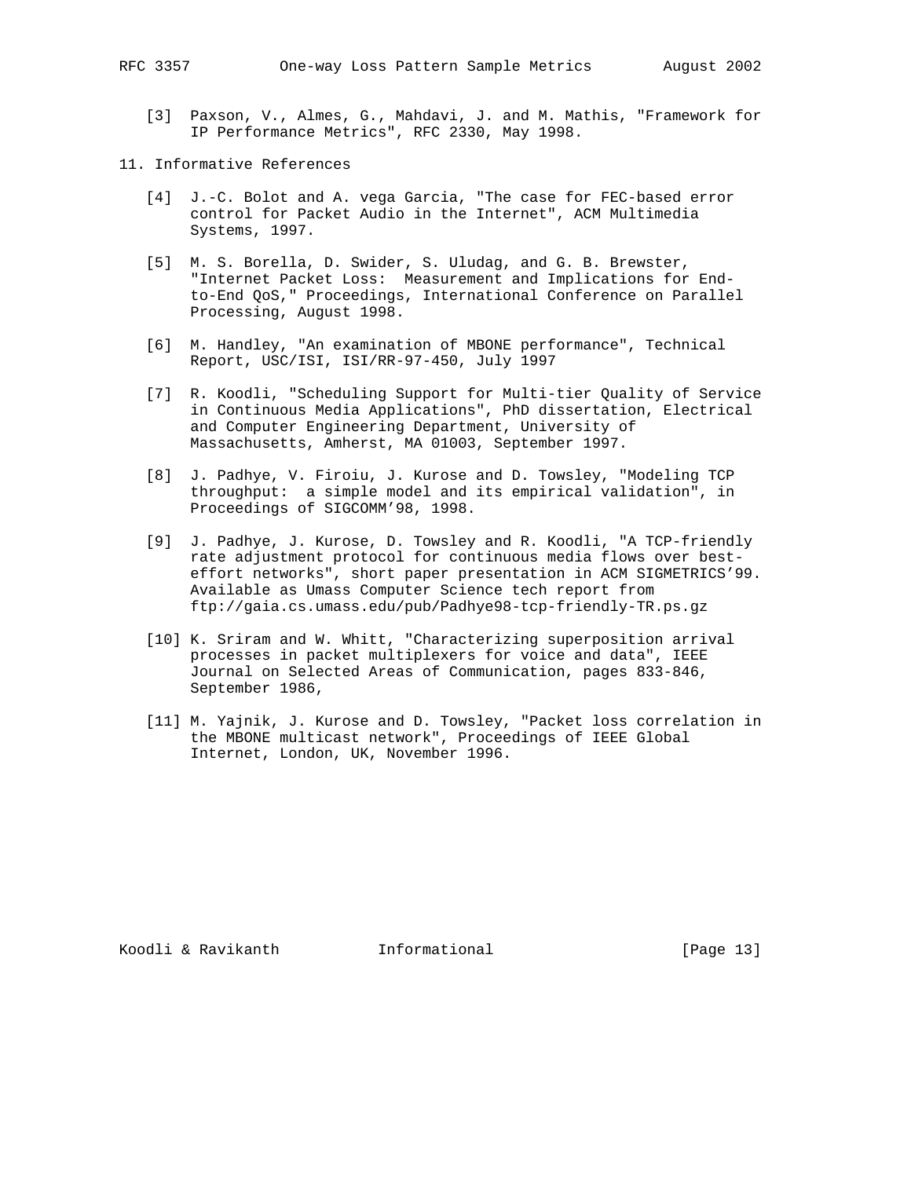[3] Paxson, V., Almes, G., Mahdavi, J. and M. Mathis, "Framework for IP Performance Metrics", RFC 2330, May 1998.

## 11. Informative References

[4] J.-C. Bolot and A. vega Garcia, "The case for FEC-based error control for Packet Audio in the Internet", ACM Multimedia Systems, 1997.

[5] M. S. Borella, D. Swider, S. Uludag, and G. B. Brewster, "Internet Packet Loss: Measurement and Implications for End-to-End QoS," Proceedings, International Conference on Parallel Processing, August 1998.

[6] M. Handley, "An examination of MBONE performance", Technical Report, USC/ISI, ISI/RR-97-450, July 1997

[7] R. Koodli, "Scheduling Support for Multi-tier Quality of Service in Continuous Media Applications", PhD dissertation, Electrical and Computer Engineering Department, University of Massachusetts, Amherst, MA 01003, September 1997.

[8] J. Padhye, V. Firoiu, J. Kurose and D. Towsley, "Modeling TCP throughput: a simple model and its empirical validation", in Proceedings of SIGCOMM'98, 1998.

[9] J. Padhye, J. Kurose, D. Towsley and R. Koodli, "A TCP-friendly rate adjustment protocol for continuous media flows over best-effort networks", short paper presentation in ACM SIGMETRICS'99. Available as Umass Computer Science tech report from ftp://gaia.cs.umass.edu/pub/Padhye98-tcp-friendly-TR.ps.gz

[10] K. Sriram and W. Whitt, "Characterizing superposition arrival processes in packet multiplexers for voice and data", IEEE Journal on Selected Areas of Communication, pages 833-846, September 1986,

[11] M. Yajnik, J. Kurose and D. Towsley, "Packet loss correlation in the MBONE multicast network", Proceedings of IEEE Global Internet, London, UK, November 1996.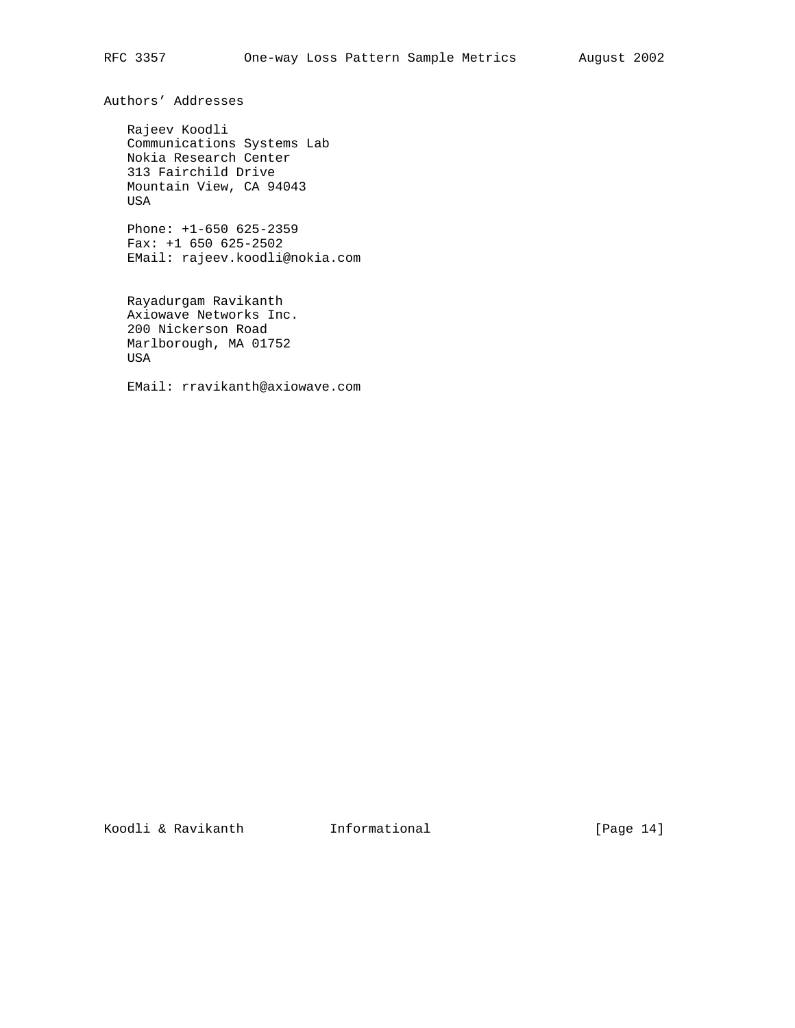## Authors' Addresses

Rajeev Koodli
Communications Systems Lab
Nokia Research Center
313 Fairchild Drive
Mountain View, CA 94043
USA

Phone: +1-650 625-2359
Fax: +1 650 625-2502
EMail: rajeev.koodli@nokia.com

Rayadurgam Ravikanth
Axiowave Networks Inc.
200 Nickerson Road
Marlborough, MA 01752
USA

EMail: rravikanth@axiowave.com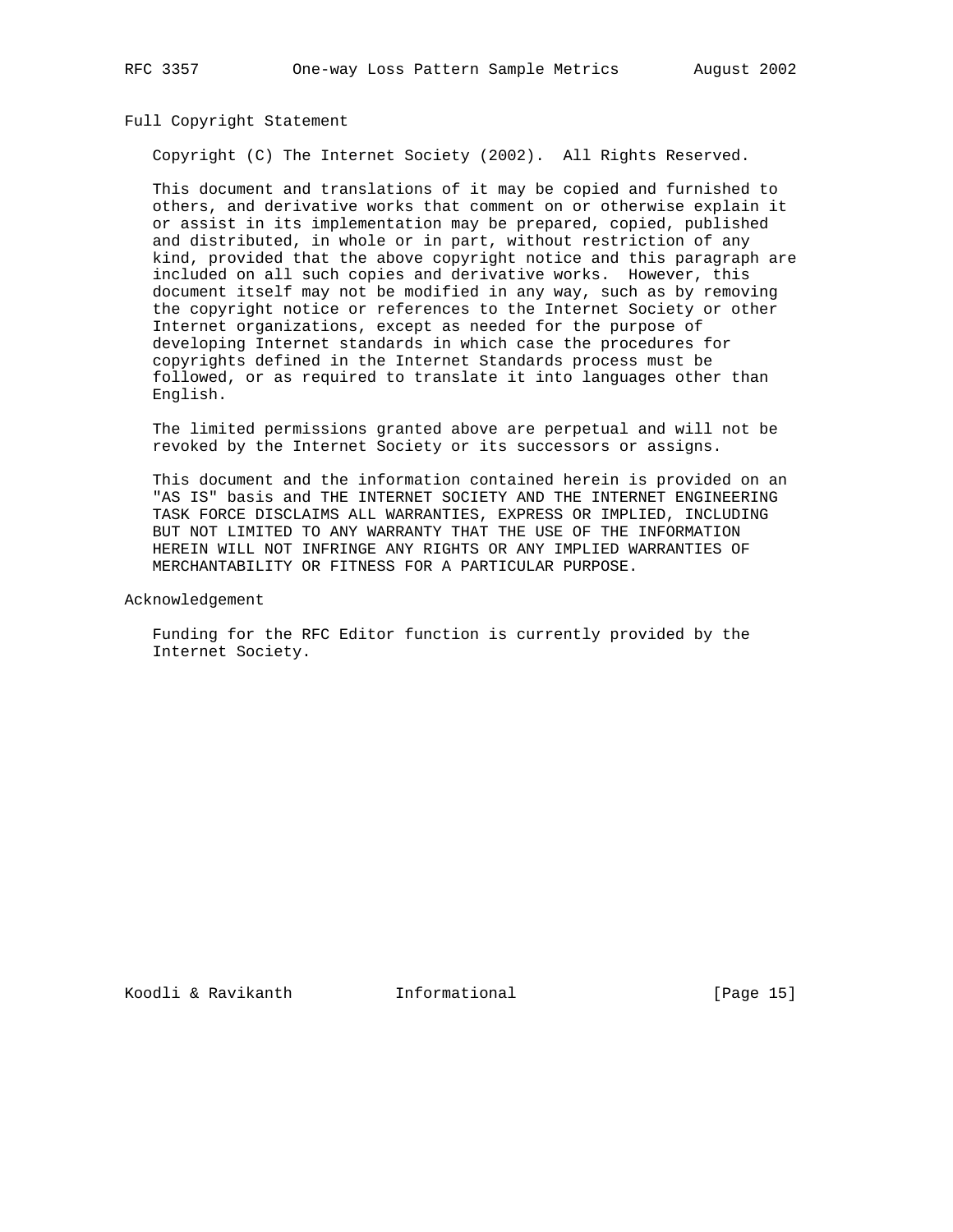## Full Copyright Statement

Copyright (C) The Internet Society (2002). All Rights Reserved.

This document and translations of it may be copied and furnished to others, and derivative works that comment on or otherwise explain it or assist in its implementation may be prepared, copied, published and distributed, in whole or in part, without restriction of any kind, provided that the above copyright notice and this paragraph are included on all such copies and derivative works. However, this document itself may not be modified in any way, such as by removing the copyright notice or references to the Internet Society or other Internet organizations, except as needed for the purpose of developing Internet standards in which case the procedures for copyrights defined in the Internet Standards process must be followed, or as required to translate it into languages other than English.

The limited permissions granted above are perpetual and will not be revoked by the Internet Society or its successors or assigns.

This document and the information contained herein is provided on an "AS IS" basis and THE INTERNET SOCIETY AND THE INTERNET ENGINEERING TASK FORCE DISCLAIMS ALL WARRANTIES, EXPRESS OR IMPLIED, INCLUDING BUT NOT LIMITED TO ANY WARRANTY THAT THE USE OF THE INFORMATION HEREIN WILL NOT INFRINGE ANY RIGHTS OR ANY IMPLIED WARRANTIES OF MERCHANTABILITY OR FITNESS FOR A PARTICULAR PURPOSE.

## Acknowledgement

Funding for the RFC Editor function is currently provided by the Internet Society.